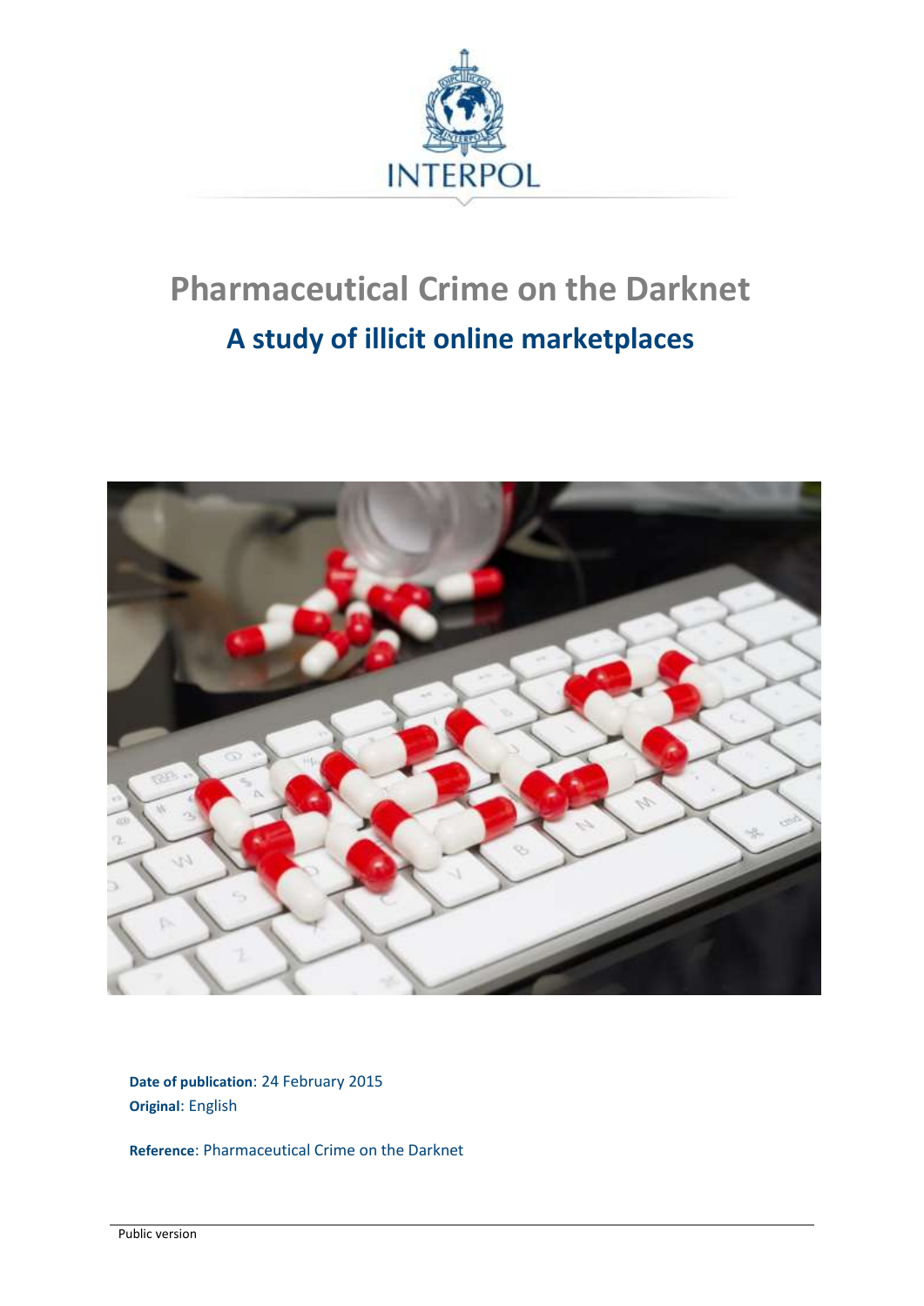INTERPOL

# Pharmaceutical Crime on the Darknet

## A study of illicit online marketplaces

**Date of publication**: 24 February 2015
**Original**: English

**Reference**: Pharmaceutical Crime on the Darknet

Public version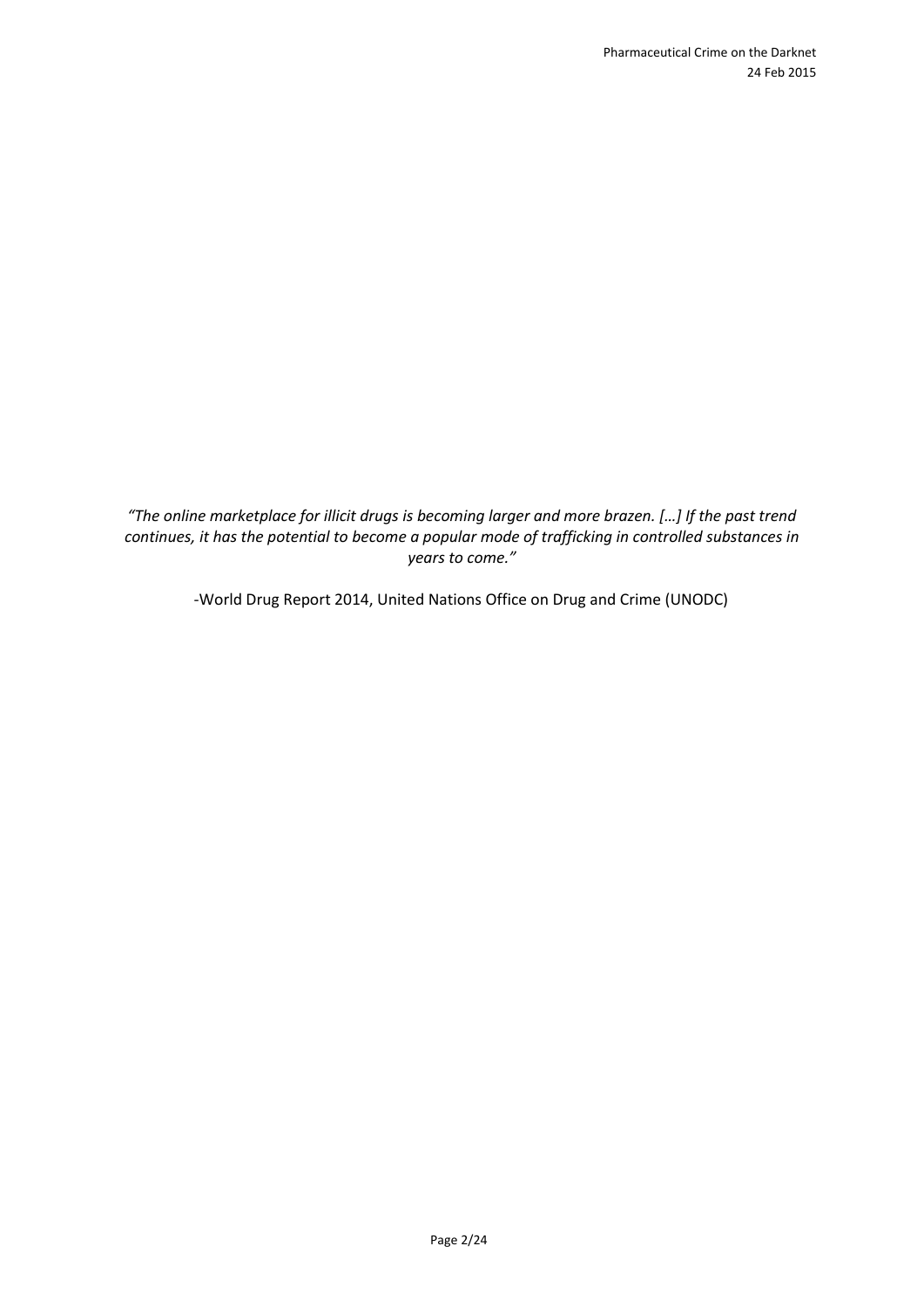*"The online marketplace for illicit drugs is becoming larger and more brazen. […] If the past trend continues, it has the potential to become a popular mode of trafficking in controlled substances in years to come."*

-World Drug Report 2014, United Nations Office on Drug and Crime (UNODC)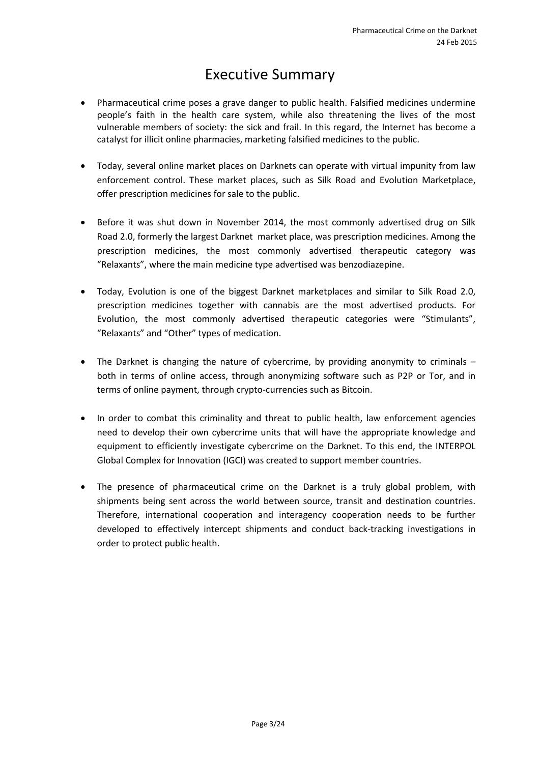# Executive Summary

- Pharmaceutical crime poses a grave danger to public health. Falsified medicines undermine people's faith in the health care system, while also threatening the lives of the most vulnerable members of society: the sick and frail. In this regard, the Internet has become a catalyst for illicit online pharmacies, marketing falsified medicines to the public.

- Today, several online market places on Darknets can operate with virtual impunity from law enforcement control. These market places, such as Silk Road and Evolution Marketplace, offer prescription medicines for sale to the public.

- Before it was shut down in November 2014, the most commonly advertised drug on Silk Road 2.0, formerly the largest Darknet market place, was prescription medicines. Among the prescription medicines, the most commonly advertised therapeutic category was "Relaxants", where the main medicine type advertised was benzodiazepine.

- Today, Evolution is one of the biggest Darknet marketplaces and similar to Silk Road 2.0, prescription medicines together with cannabis are the most advertised products. For Evolution, the most commonly advertised therapeutic categories were "Stimulants", "Relaxants" and "Other" types of medication.

- The Darknet is changing the nature of cybercrime, by providing anonymity to criminals – both in terms of online access, through anonymizing software such as P2P or Tor, and in terms of online payment, through crypto-currencies such as Bitcoin.

- In order to combat this criminality and threat to public health, law enforcement agencies need to develop their own cybercrime units that will have the appropriate knowledge and equipment to efficiently investigate cybercrime on the Darknet. To this end, the INTERPOL Global Complex for Innovation (IGCI) was created to support member countries.

- The presence of pharmaceutical crime on the Darknet is a truly global problem, with shipments being sent across the world between source, transit and destination countries. Therefore, international cooperation and interagency cooperation needs to be further developed to effectively intercept shipments and conduct back-tracking investigations in order to protect public health.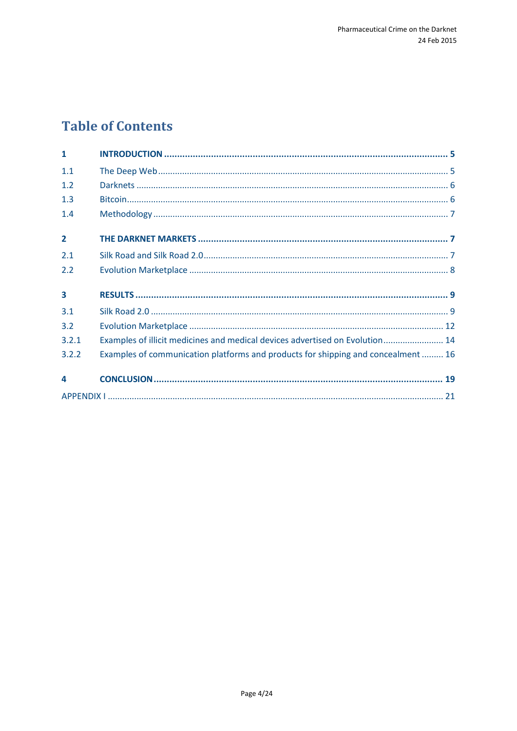# Table of Contents

| | | |
|---|---|---|
| **1** | **INTRODUCTION** | **5** |
| 1.1 | The Deep Web | 5 |
| 1.2 | Darknets | 6 |
| 1.3 | Bitcoin | 6 |
| 1.4 | Methodology | 7 |
| **2** | **THE DARKNET MARKETS** | **7** |
| 2.1 | Silk Road and Silk Road 2.0 | 7 |
| 2.2 | Evolution Marketplace | 8 |
| **3** | **RESULTS** | **9** |
| 3.1 | Silk Road 2.0 | 9 |
| 3.2 | Evolution Marketplace | 12 |
| 3.2.1 | Examples of illicit medicines and medical devices advertised on Evolution | 14 |
| 3.2.2 | Examples of communication platforms and products for shipping and concealment | 16 |
| **4** | **CONCLUSION** | **19** |
| APPENDIX I | | 21 |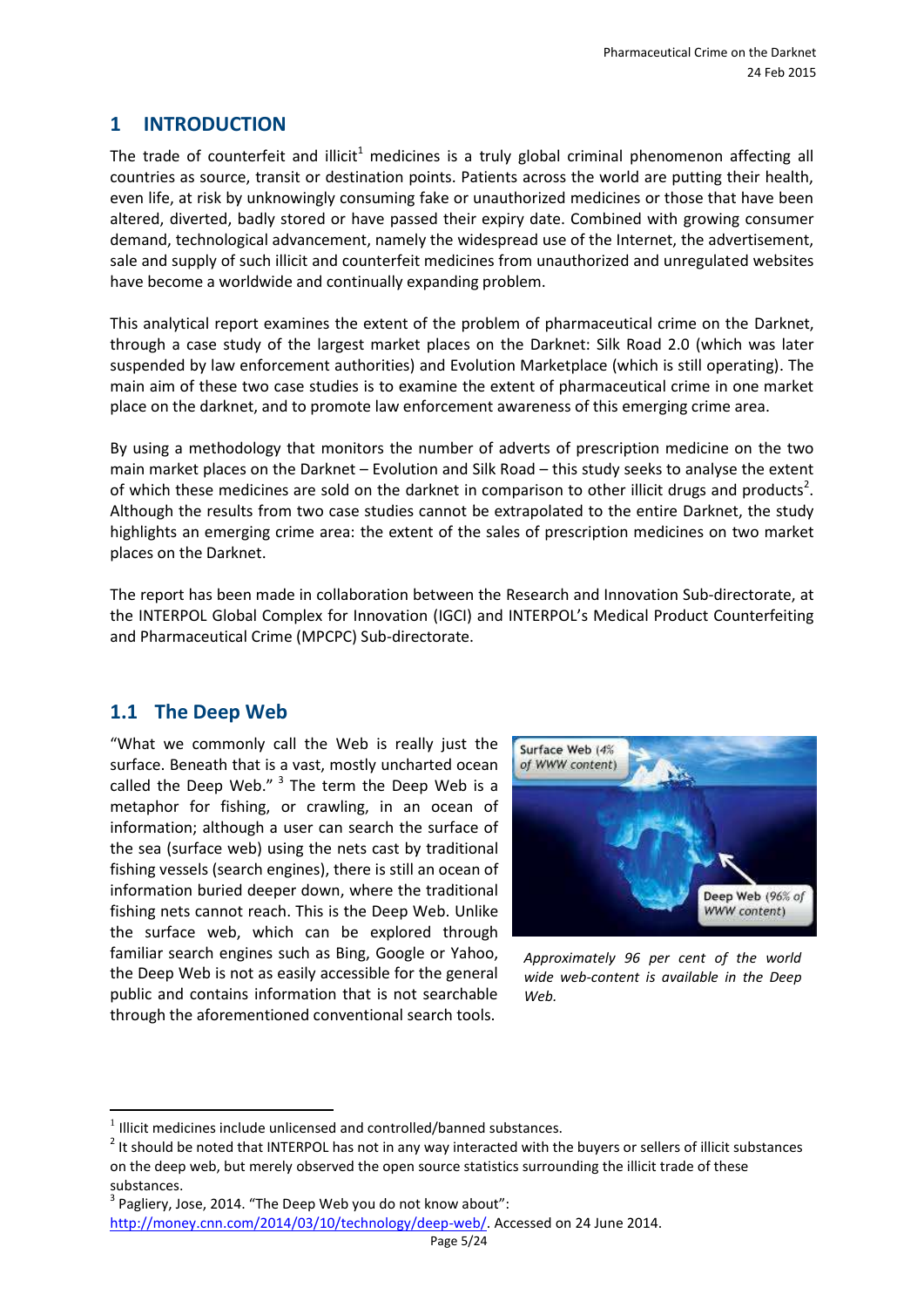# 1 INTRODUCTION

The trade of counterfeit and illicit[1] medicines is a truly global criminal phenomenon affecting all countries as source, transit or destination points. Patients across the world are putting their health, even life, at risk by unknowingly consuming fake or unauthorized medicines or those that have been altered, diverted, badly stored or have passed their expiry date. Combined with growing consumer demand, technological advancement, namely the widespread use of the Internet, the advertisement, sale and supply of such illicit and counterfeit medicines from unauthorized and unregulated websites have become a worldwide and continually expanding problem.

This analytical report examines the extent of the problem of pharmaceutical crime on the Darknet, through a case study of the largest market places on the Darknet: Silk Road 2.0 (which was later suspended by law enforcement authorities) and Evolution Marketplace (which is still operating). The main aim of these two case studies is to examine the extent of pharmaceutical crime in one market place on the darknet, and to promote law enforcement awareness of this emerging crime area.

By using a methodology that monitors the number of adverts of prescription medicine on the two main market places on the Darknet – Evolution and Silk Road – this study seeks to analyse the extent of which these medicines are sold on the darknet in comparison to other illicit drugs and products[2]. Although the results from two case studies cannot be extrapolated to the entire Darknet, the study highlights an emerging crime area: the extent of the sales of prescription medicines on two market places on the Darknet.

The report has been made in collaboration between the Research and Innovation Sub-directorate, at the INTERPOL Global Complex for Innovation (IGCI) and INTERPOL's Medical Product Counterfeiting and Pharmaceutical Crime (MPCPC) Sub-directorate.

## 1.1 The Deep Web

"What we commonly call the Web is really just the surface. Beneath that is a vast, mostly uncharted ocean called the Deep Web." [3] The term the Deep Web is a metaphor for fishing, or crawling, in an ocean of information; although a user can search the surface of the sea (surface web) using the nets cast by traditional fishing vessels (search engines), there is still an ocean of information buried deeper down, where the traditional fishing nets cannot reach. This is the Deep Web. Unlike the surface web, which can be explored through familiar search engines such as Bing, Google or Yahoo, the Deep Web is not as easily accessible for the general public and contains information that is not searchable through the aforementioned conventional search tools.

Surface Web (4% of WWW content)

Deep Web (96% of WWW content)

*Approximately 96 per cent of the world wide web-content is available in the Deep Web.*

---

[1] Illicit medicines include unlicensed and controlled/banned substances.

[2] It should be noted that INTERPOL has not in any way interacted with the buyers or sellers of illicit substances on the deep web, but merely observed the open source statistics surrounding the illicit trade of these substances.

[3] Pagliery, Jose, 2014. "The Deep Web you do not know about": http://money.cnn.com/2014/03/10/technology/deep-web/. Accessed on 24 June 2014.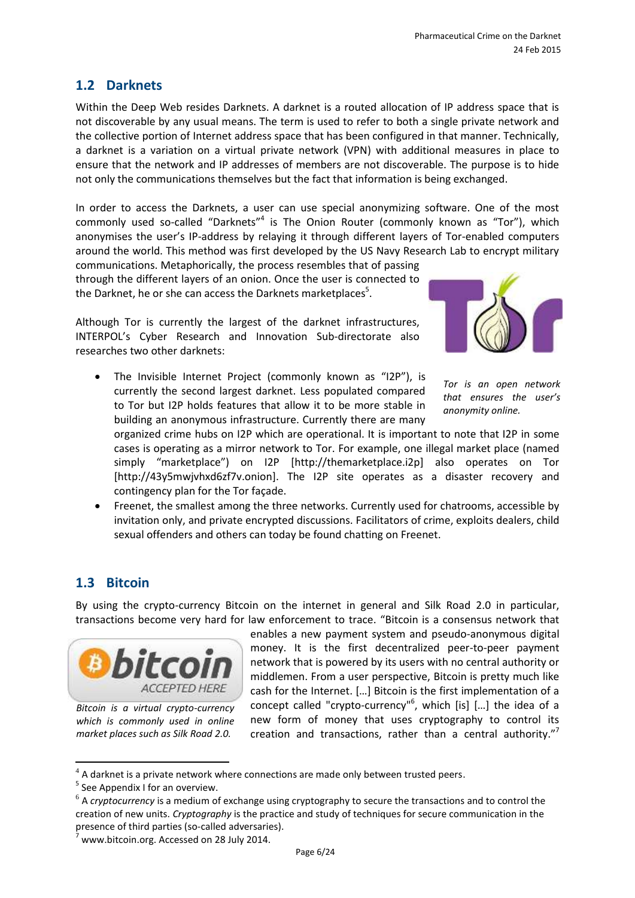## 1.2 Darknets

Within the Deep Web resides Darknets. A darknet is a routed allocation of IP address space that is not discoverable by any usual means. The term is used to refer to both a single private network and the collective portion of Internet address space that has been configured in that manner. Technically, a darknet is a variation on a virtual private network (VPN) with additional measures in place to ensure that the network and IP addresses of members are not discoverable. The purpose is to hide not only the communications themselves but the fact that information is being exchanged.

In order to access the Darknets, a user can use special anonymizing software. One of the most commonly used so-called "Darknets"[4] is The Onion Router (commonly known as "Tor"), which anonymises the user's IP-address by relaying it through different layers of Tor-enabled computers around the world. This method was first developed by the US Navy Research Lab to encrypt military communications. Metaphorically, the process resembles that of passing through the different layers of an onion. Once the user is connected to the Darknet, he or she can access the Darknets marketplaces[5].

*Tor is an open network that ensures the user's anonymity online.*

Although Tor is currently the largest of the darknet infrastructures, INTERPOL's Cyber Research and Innovation Sub-directorate also researches two other darknets:

- The Invisible Internet Project (commonly known as "I2P"), is currently the second largest darknet. Less populated compared to Tor but I2P holds features that allow it to be more stable in building an anonymous infrastructure. Currently there are many organized crime hubs on I2P which are operational. It is important to note that I2P in some cases is operating as a mirror network to Tor. For example, one illegal market place (named simply "marketplace") on I2P [http://themarketplace.i2p] also operates on Tor [http://43y5mwjvhxd6zf7v.onion]. The I2P site operates as a disaster recovery and contingency plan for the Tor façade.
- Freenet, the smallest among the three networks. Currently used for chatrooms, accessible by invitation only, and private encrypted discussions. Facilitators of crime, exploits dealers, child sexual offenders and others can today be found chatting on Freenet.

## 1.3 Bitcoin

By using the crypto-currency Bitcoin on the internet in general and Silk Road 2.0 in particular, transactions become very hard for law enforcement to trace. "Bitcoin is a consensus network that enables a new payment system and pseudo-anonymous digital money. It is the first decentralized peer-to-peer payment network that is powered by its users with no central authority or middlemen. From a user perspective, Bitcoin is pretty much like cash for the Internet. […] Bitcoin is the first implementation of a concept called "crypto-currency"[6], which [is] […] the idea of a new form of money that uses cryptography to control its creation and transactions, rather than a central authority."[7]

*Bitcoin is a virtual crypto-currency which is commonly used in online market places such as Silk Road 2.0.*

---

[4] A darknet is a private network where connections are made only between trusted peers.

[5] See Appendix I for an overview.

[6] A *cryptocurrency* is a medium of exchange using cryptography to secure the transactions and to control the creation of new units. *Cryptography* is the practice and study of techniques for secure communication in the presence of third parties (so-called adversaries).

[7] www.bitcoin.org. Accessed on 28 July 2014.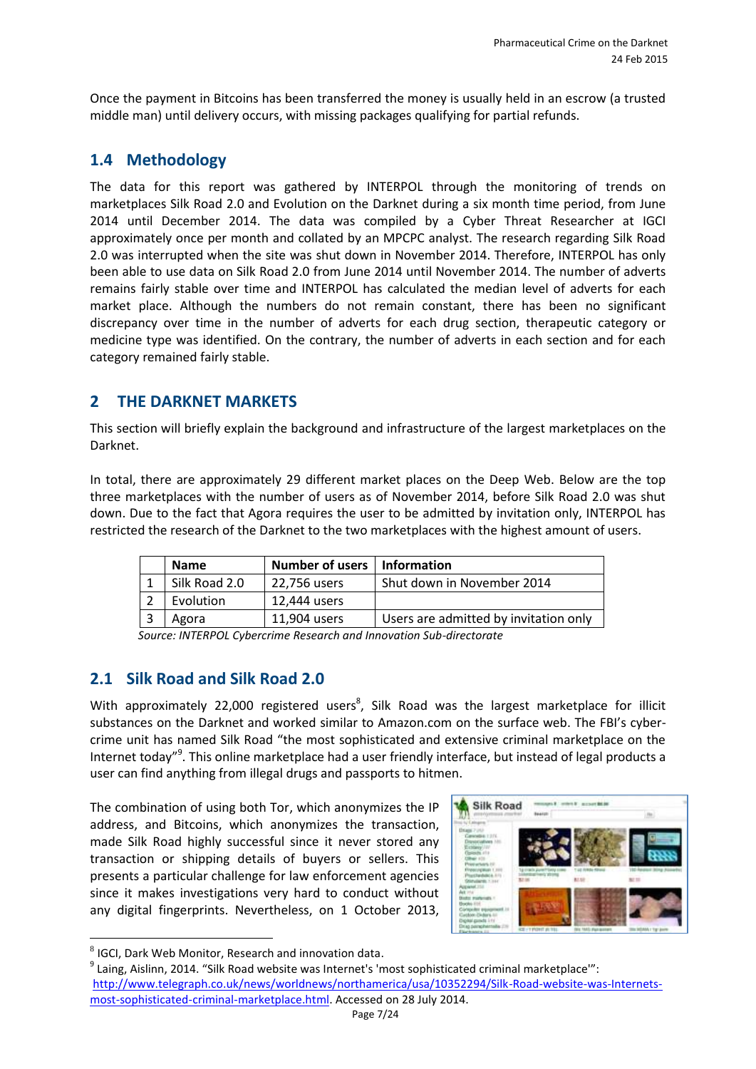Once the payment in Bitcoins has been transferred the money is usually held in an escrow (a trusted middle man) until delivery occurs, with missing packages qualifying for partial refunds.

## 1.4 Methodology

The data for this report was gathered by INTERPOL through the monitoring of trends on marketplaces Silk Road 2.0 and Evolution on the Darknet during a six month time period, from June 2014 until December 2014. The data was compiled by a Cyber Threat Researcher at IGCI approximately once per month and collated by an MPCPC analyst. The research regarding Silk Road 2.0 was interrupted when the site was shut down in November 2014. Therefore, INTERPOL has only been able to use data on Silk Road 2.0 from June 2014 until November 2014. The number of adverts remains fairly stable over time and INTERPOL has calculated the median level of adverts for each market place. Although the numbers do not remain constant, there has been no significant discrepancy over time in the number of adverts for each drug section, therapeutic category or medicine type was identified. On the contrary, the number of adverts in each section and for each category remained fairly stable.

# 2 THE DARKNET MARKETS

This section will briefly explain the background and infrastructure of the largest marketplaces on the Darknet.

In total, there are approximately 29 different market places on the Deep Web. Below are the top three marketplaces with the number of users as of November 2014, before Silk Road 2.0 was shut down. Due to the fact that Agora requires the user to be admitted by invitation only, INTERPOL has restricted the research of the Darknet to the two marketplaces with the highest amount of users.

| | Name | Number of users | Information |
|---|---|---|---|
| 1 | Silk Road 2.0 | 22,756 users | Shut down in November 2014 |
| 2 | Evolution | 12,444 users | |
| 3 | Agora | 11,904 users | Users are admitted by invitation only |

*Source: INTERPOL Cybercrime Research and Innovation Sub-directorate*

## 2.1 Silk Road and Silk Road 2.0

With approximately 22,000 registered users[8], Silk Road was the largest marketplace for illicit substances on the Darknet and worked similar to Amazon.com on the surface web. The FBI's cyber-crime unit has named Silk Road "the most sophisticated and extensive criminal marketplace on the Internet today"[9]. This online marketplace had a user friendly interface, but instead of legal products a user can find anything from illegal drugs and passports to hitmen.

The combination of using both Tor, which anonymizes the IP address, and Bitcoins, which anonymizes the transaction, made Silk Road highly successful since it never stored any transaction or shipping details of buyers or sellers. This presents a particular challenge for law enforcement agencies since it makes investigations very hard to conduct without any digital fingerprints. Nevertheless, on 1 October 2013,

---

[8] IGCI, Dark Web Monitor, Research and innovation data.

[9] Laing, Aislinn, 2014. "Silk Road website was Internet's 'most sophisticated criminal marketplace'": http://www.telegraph.co.uk/news/worldnews/northamerica/usa/10352294/Silk-Road-website-was-Internets-most-sophisticated-criminal-marketplace.html. Accessed on 28 July 2014.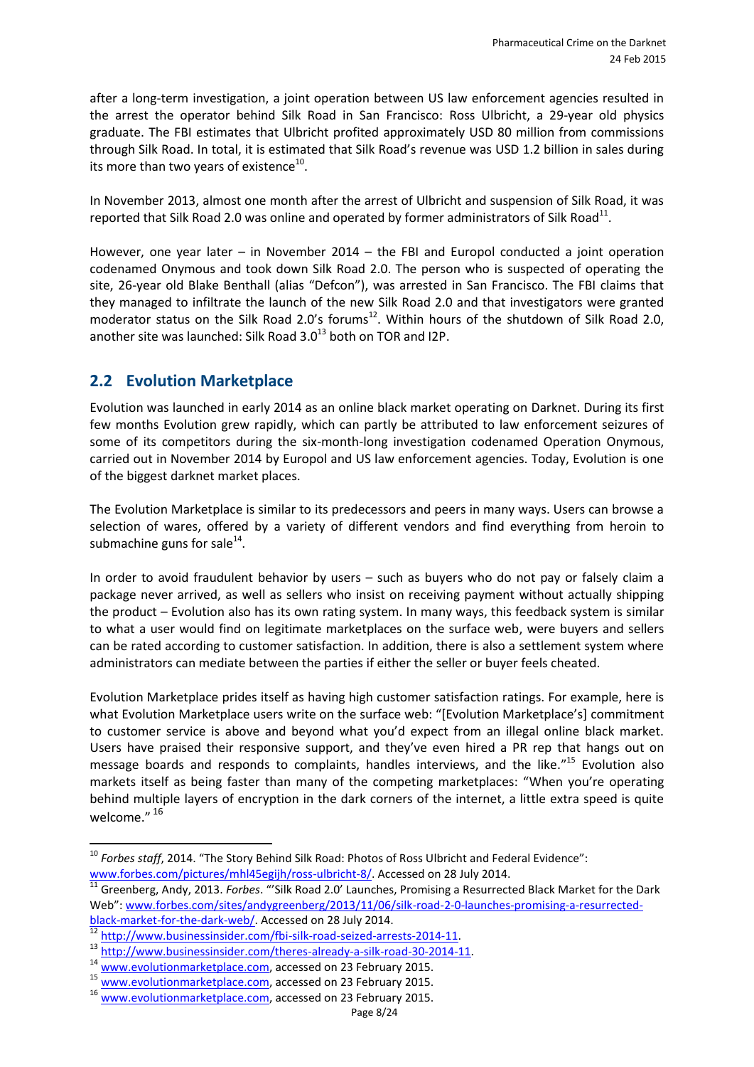after a long-term investigation, a joint operation between US law enforcement agencies resulted in the arrest the operator behind Silk Road in San Francisco: Ross Ulbricht, a 29-year old physics graduate. The FBI estimates that Ulbricht profited approximately USD 80 million from commissions through Silk Road. In total, it is estimated that Silk Road's revenue was USD 1.2 billion in sales during its more than two years of existence[10].

In November 2013, almost one month after the arrest of Ulbricht and suspension of Silk Road, it was reported that Silk Road 2.0 was online and operated by former administrators of Silk Road[11].

However, one year later – in November 2014 – the FBI and Europol conducted a joint operation codenamed Onymous and took down Silk Road 2.0. The person who is suspected of operating the site, 26-year old Blake Benthall (alias "Defcon"), was arrested in San Francisco. The FBI claims that they managed to infiltrate the launch of the new Silk Road 2.0 and that investigators were granted moderator status on the Silk Road 2.0's forums[12]. Within hours of the shutdown of Silk Road 2.0, another site was launched: Silk Road 3.0[13] both on TOR and I2P.

## 2.2 Evolution Marketplace

Evolution was launched in early 2014 as an online black market operating on Darknet. During its first few months Evolution grew rapidly, which can partly be attributed to law enforcement seizures of some of its competitors during the six-month-long investigation codenamed Operation Onymous, carried out in November 2014 by Europol and US law enforcement agencies. Today, Evolution is one of the biggest darknet market places.

The Evolution Marketplace is similar to its predecessors and peers in many ways. Users can browse a selection of wares, offered by a variety of different vendors and find everything from heroin to submachine guns for sale[14].

In order to avoid fraudulent behavior by users – such as buyers who do not pay or falsely claim a package never arrived, as well as sellers who insist on receiving payment without actually shipping the product – Evolution also has its own rating system. In many ways, this feedback system is similar to what a user would find on legitimate marketplaces on the surface web, were buyers and sellers can be rated according to customer satisfaction. In addition, there is also a settlement system where administrators can mediate between the parties if either the seller or buyer feels cheated.

Evolution Marketplace prides itself as having high customer satisfaction ratings. For example, here is what Evolution Marketplace users write on the surface web: "[Evolution Marketplace's] commitment to customer service is above and beyond what you'd expect from an illegal online black market. Users have praised their responsive support, and they've even hired a PR rep that hangs out on message boards and responds to complaints, handles interviews, and the like."[15] Evolution also markets itself as being faster than many of the competing marketplaces: "When you're operating behind multiple layers of encryption in the dark corners of the internet, a little extra speed is quite welcome." [16]

---

[10] *Forbes staff*, 2014. "The Story Behind Silk Road: Photos of Ross Ulbricht and Federal Evidence": www.forbes.com/pictures/mhl45egijh/ross-ulbricht-8/. Accessed on 28 July 2014.

[11] Greenberg, Andy, 2013. *Forbes*. "'Silk Road 2.0' Launches, Promising a Resurrected Black Market for the Dark Web": www.forbes.com/sites/andygreenberg/2013/11/06/silk-road-2-0-launches-promising-a-resurrected-black-market-for-the-dark-web/. Accessed on 28 July 2014.

[12] http://www.businessinsider.com/fbi-silk-road-seized-arrests-2014-11.

[13] http://www.businessinsider.com/theres-already-a-silk-road-30-2014-11.

[14] www.evolutionmarketplace.com, accessed on 23 February 2015.

[15] www.evolutionmarketplace.com, accessed on 23 February 2015.

[16] www.evolutionmarketplace.com, accessed on 23 February 2015.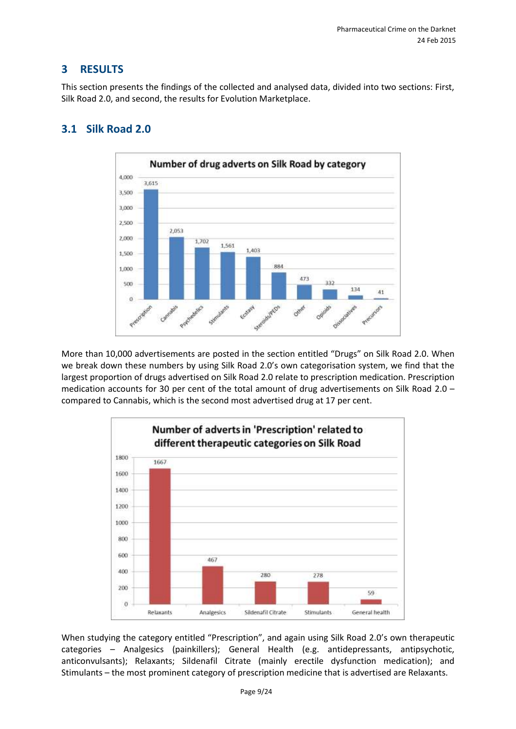## 3 RESULTS

This section presents the findings of the collected and analysed data, divided into two sections: First, Silk Road 2.0, and second, the results for Evolution Marketplace.

### 3.1 Silk Road 2.0

**Number of drug adverts on Silk Road by category**

| Category | Number of adverts |
|---|---|
| Prescription | 3,615 |
| Cannabis | 2,053 |
| Psychedelics | 1,702 |
| Stimulants | 1,561 |
| Ecstasy | 1,403 |
| Steroids/PEDs | 884 |
| Other | 473 |
| Opioids | 332 |
| Dissociatives | 134 |
| Precursors | 41 |

More than 10,000 advertisements are posted in the section entitled "Drugs" on Silk Road 2.0. When we break down these numbers by using Silk Road 2.0's own categorisation system, we find that the largest proportion of drugs advertised on Silk Road 2.0 relate to prescription medication. Prescription medication accounts for 30 per cent of the total amount of drug advertisements on Silk Road 2.0 – compared to Cannabis, which is the second most advertised drug at 17 per cent.

**Number of adverts in 'Prescription' related to different therapeutic categories on Silk Road**

| Category | Number of adverts |
|---|---|
| Relaxants | 1667 |
| Analgesics | 467 |
| Sildenafil Citrate | 280 |
| Stimulants | 278 |
| General health | 59 |

When studying the category entitled "Prescription", and again using Silk Road 2.0's own therapeutic categories – Analgesics (painkillers); General Health (e.g. antidepressants, antipsychotic, anticonvulsants); Relaxants; Sildenafil Citrate (mainly erectile dysfunction medication); and Stimulants – the most prominent category of prescription medicine that is advertised are Relaxants.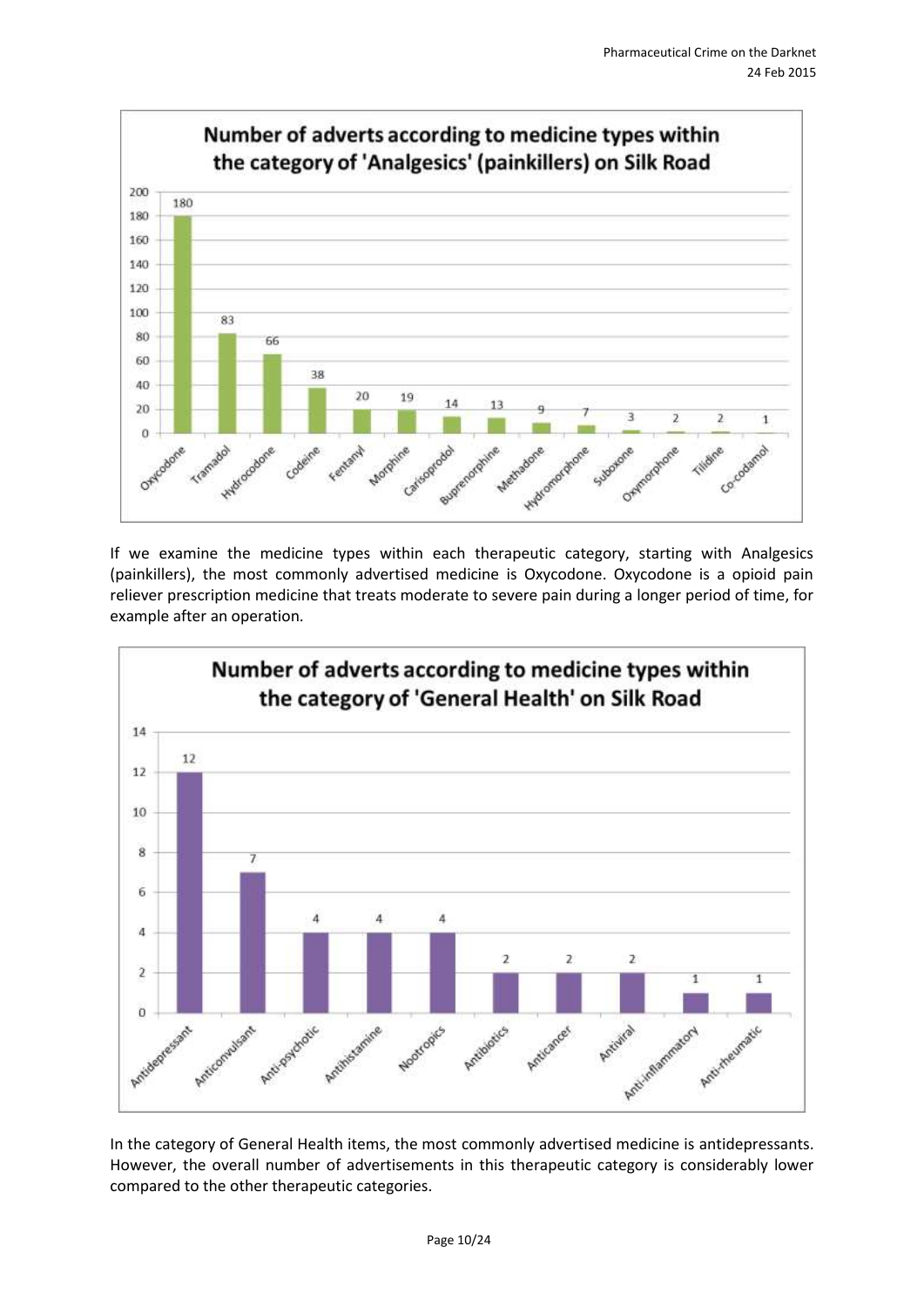**Number of adverts according to medicine types within the category of 'Analgesics' (painkillers) on Silk Road**

| Medicine | Number of adverts |
| --- | --- |
| Oxycodone | 180 |
| Tramadol | 83 |
| Hydrocodone | 66 |
| Codeine | 38 |
| Fentanyl | 20 |
| Morphine | 19 |
| Carisoprodol | 14 |
| Buprenorphine | 13 |
| Methadone | 9 |
| Hydromorphone | 7 |
| Suboxone | 3 |
| Oxymorphone | 2 |
| Tilidine | 2 |
| Co-codamol | 1 |

If we examine the medicine types within each therapeutic category, starting with Analgesics (painkillers), the most commonly advertised medicine is Oxycodone. Oxycodone is a opioid pain reliever prescription medicine that treats moderate to severe pain during a longer period of time, for example after an operation.

**Number of adverts according to medicine types within the category of 'General Health' on Silk Road**

| Medicine type | Number of adverts |
| --- | --- |
| Antidepressant | 12 |
| Anticonvulsant | 7 |
| Anti-psychotic | 4 |
| Antihistamine | 4 |
| Nootropics | 4 |
| Antibiotics | 2 |
| Anticancer | 2 |
| Antiviral | 2 |
| Anti-inflammatory | 1 |
| Anti-rheumatic | 1 |

In the category of General Health items, the most commonly advertised medicine is antidepressants. However, the overall number of advertisements in this therapeutic category is considerably lower compared to the other therapeutic categories.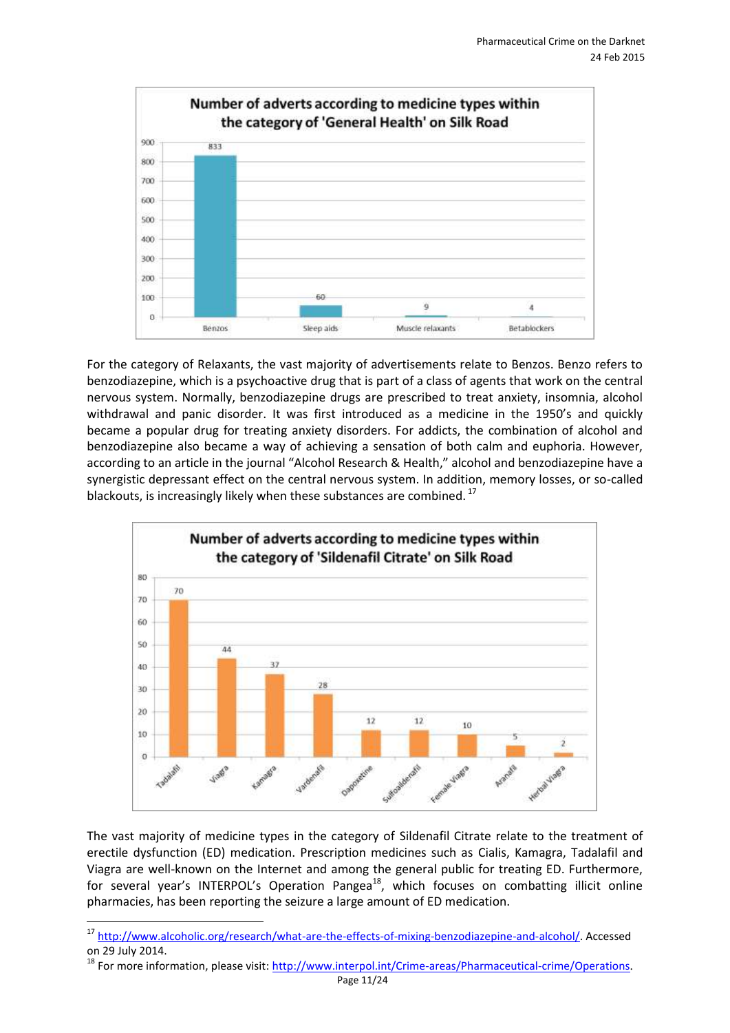**Number of adverts according to medicine types within the category of 'General Health' on Silk Road**

| Medicine type | Number of adverts |
| --- | --- |
| Benzos | 833 |
| Sleep aids | 60 |
| Muscle relaxants | 9 |
| Betablockers | 4 |

For the category of Relaxants, the vast majority of advertisements relate to Benzos. Benzo refers to benzodiazepine, which is a psychoactive drug that is part of a class of agents that work on the central nervous system. Normally, benzodiazepine drugs are prescribed to treat anxiety, insomnia, alcohol withdrawal and panic disorder. It was first introduced as a medicine in the 1950's and quickly became a popular drug for treating anxiety disorders. For addicts, the combination of alcohol and benzodiazepine also became a way of achieving a sensation of both calm and euphoria. However, according to an article in the journal "Alcohol Research & Health," alcohol and benzodiazepine have a synergistic depressant effect on the central nervous system. In addition, memory losses, or so-called blackouts, is increasingly likely when these substances are combined. [17]

**Number of adverts according to medicine types within the category of 'Sildenafil Citrate' on Silk Road**

| Medicine type | Number of adverts |
| --- | --- |
| Tadalafil | 70 |
| Viagra | 44 |
| Kamagra | 37 |
| Vardenafil | 28 |
| Dapoxetine | 12 |
| Sulfoaildenafil | 12 |
| Female Viagra | 10 |
| Aranafil | 5 |
| Herbal Viagra | 2 |

The vast majority of medicine types in the category of Sildenafil Citrate relate to the treatment of erectile dysfunction (ED) medication. Prescription medicines such as Cialis, Kamagra, Tadalafil and Viagra are well-known on the Internet and among the general public for treating ED. Furthermore, for several year's INTERPOL's Operation Pangea[18], which focuses on combatting illicit online pharmacies, has been reporting the seizure a large amount of ED medication.

---

[17] http://www.alcoholic.org/research/what-are-the-effects-of-mixing-benzodiazepine-and-alcohol/. Accessed on 29 July 2014.

[18] For more information, please visit: http://www.interpol.int/Crime-areas/Pharmaceutical-crime/Operations.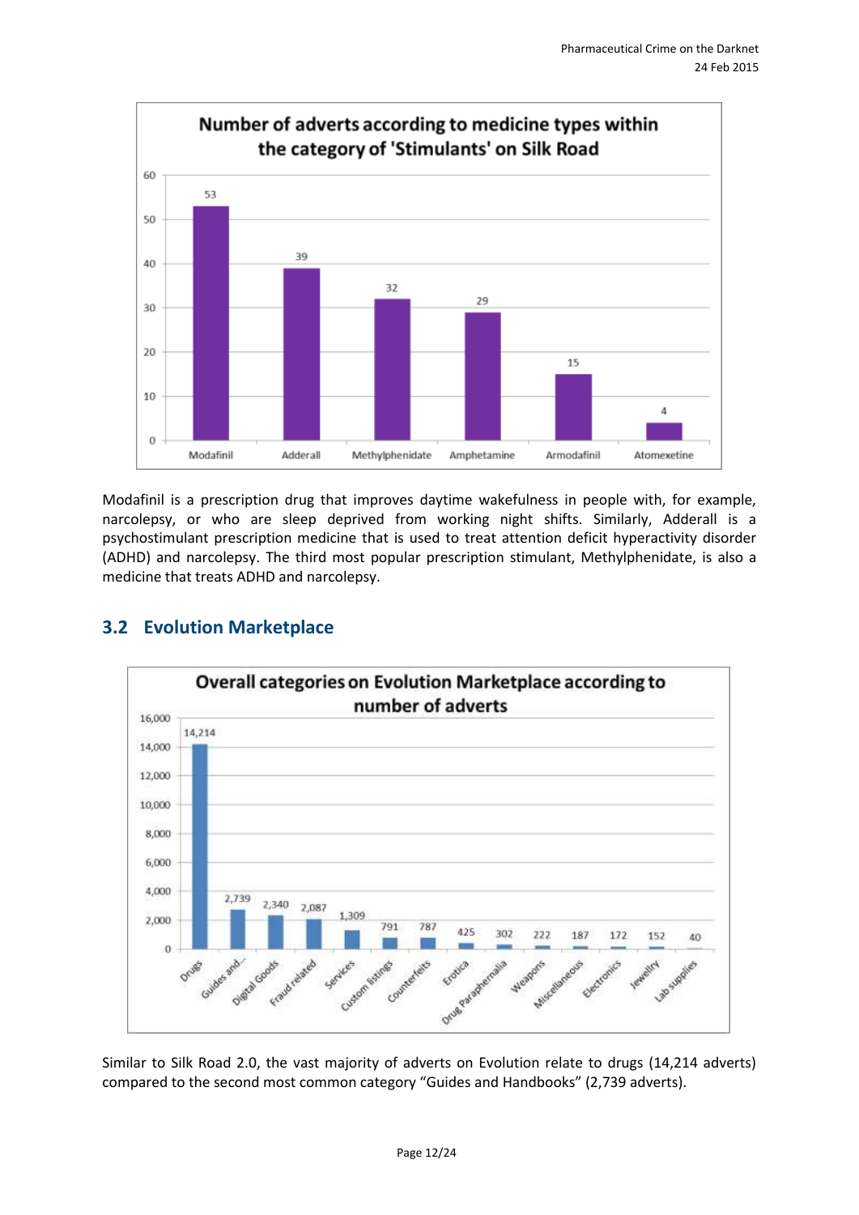**Number of adverts according to medicine types within the category of 'Stimulants' on Silk Road**

| Medicine type | Number of adverts |
|---|---|
| Modafinil | 53 |
| Adderall | 39 |
| Methylphenidate | 32 |
| Amphetamine | 29 |
| Armodafinil | 15 |
| Atomexetine | 4 |

Modafinil is a prescription drug that improves daytime wakefulness in people with, for example, narcolepsy, or who are sleep deprived from working night shifts. Similarly, Adderall is a psychostimulant prescription medicine that is used to treat attention deficit hyperactivity disorder (ADHD) and narcolepsy. The third most popular prescription stimulant, Methylphenidate, is also a medicine that treats ADHD and narcolepsy.

## 3.2 Evolution Marketplace

**Overall categories on Evolution Marketplace according to number of adverts**

| Category | Number of adverts |
|---|---|
| Drugs | 14,214 |
| Guides and... | 2,739 |
| Digital Goods | 2,340 |
| Fraud related | 2,087 |
| Services | 1,309 |
| Custom listings | 791 |
| Counterfeits | 787 |
| Erotica | 425 |
| Drug Paraphernalia | 302 |
| Weapons | 222 |
| Miscellaneous | 187 |
| Electronics | 172 |
| Jewelry | 152 |
| Lab supplies | 40 |

Similar to Silk Road 2.0, the vast majority of adverts on Evolution relate to drugs (14,214 adverts) compared to the second most common category "Guides and Handbooks" (2,739 adverts).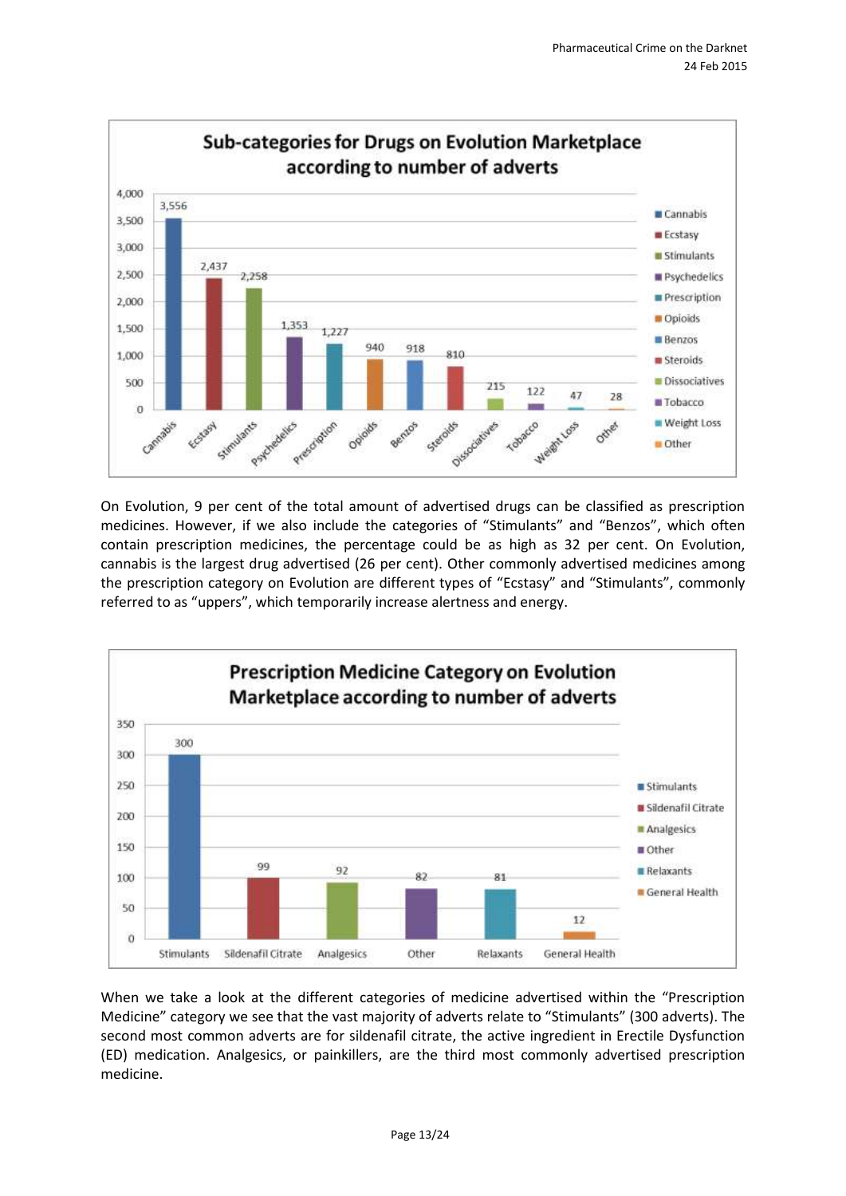**Sub-categories for Drugs on Evolution Marketplace according to number of adverts**

| Sub-category | Number of adverts |
|---|---|
| Cannabis | 3,556 |
| Ecstasy | 2,437 |
| Stimulants | 2,258 |
| Psychedelics | 1,353 |
| Prescription | 1,227 |
| Opioids | 940 |
| Benzos | 918 |
| Steroids | 810 |
| Dissociatives | 215 |
| Tobacco | 122 |
| Weight Loss | 47 |
| Other | 28 |

On Evolution, 9 per cent of the total amount of advertised drugs can be classified as prescription medicines. However, if we also include the categories of "Stimulants" and "Benzos", which often contain prescription medicines, the percentage could be as high as 32 per cent. On Evolution, cannabis is the largest drug advertised (26 per cent). Other commonly advertised medicines among the prescription category on Evolution are different types of "Ecstasy" and "Stimulants", commonly referred to as "uppers", which temporarily increase alertness and energy.

**Prescription Medicine Category on Evolution Marketplace according to number of adverts**

| Category | Number of adverts |
|---|---|
| Stimulants | 300 |
| Sildenafil Citrate | 99 |
| Analgesics | 92 |
| Other | 82 |
| Relaxants | 81 |
| General Health | 12 |

When we take a look at the different categories of medicine advertised within the "Prescription Medicine" category we see that the vast majority of adverts relate to "Stimulants" (300 adverts). The second most common adverts are for sildenafil citrate, the active ingredient in Erectile Dysfunction (ED) medication. Analgesics, or painkillers, are the third most commonly advertised prescription medicine.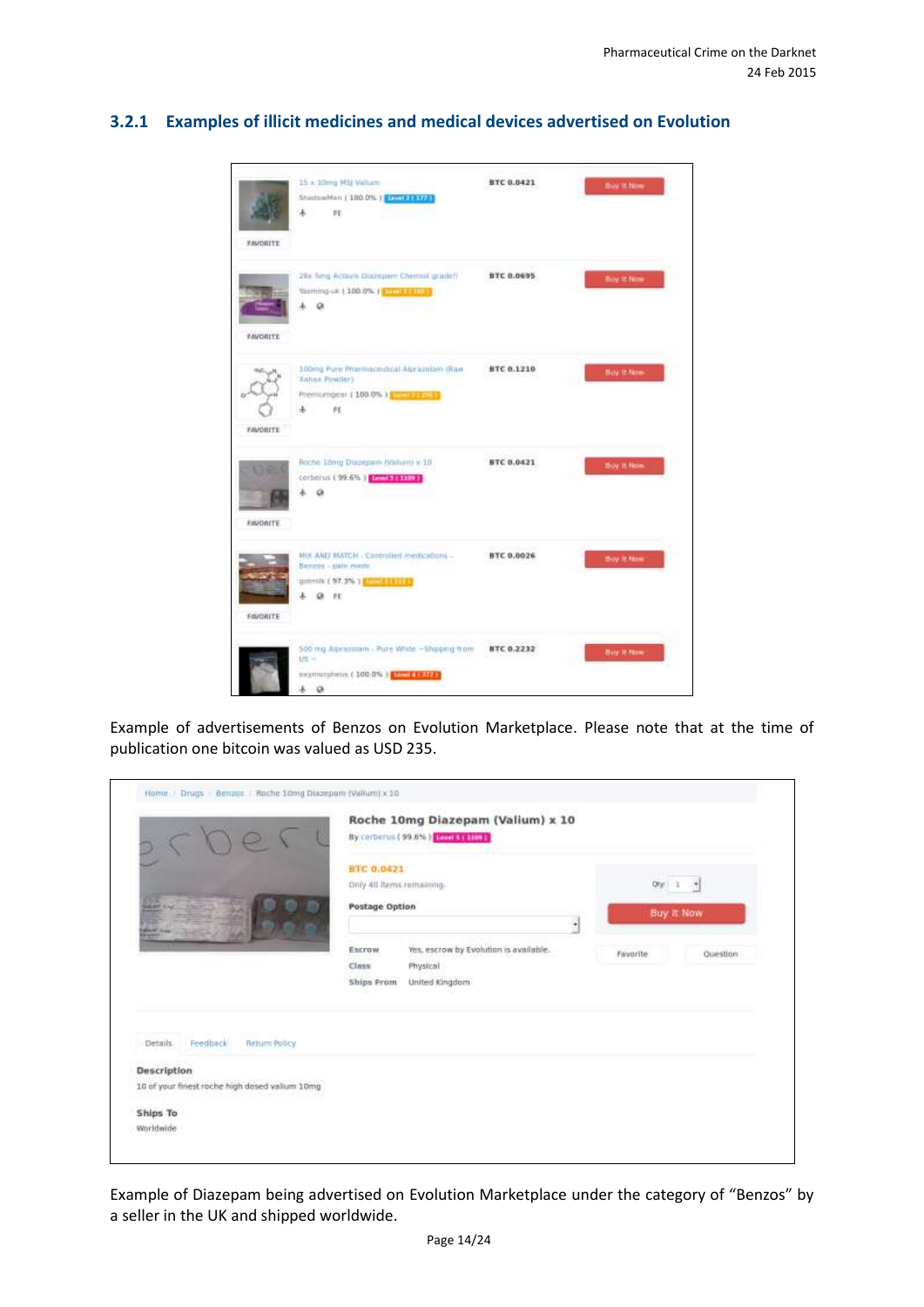### 3.2.1 Examples of illicit medicines and medical devices advertised on Evolution

| Listing | Price | |
|---|---|---|
| 15 x 10mg MSJ Valium<br>ShadowMen ( 100.0% ) Level 2 \| 177<br>PE | BTC 0.0421 | Buy It Now |
| 28x 5mg Actavis Diazepam Chemist grade!!<br>Yasming-uk ( 100.0% ) Level 3 \| 180 | BTC 0.0695 | Buy It Now |
| 100mg Pure Pharmaceutical Alprazolam (Raw Xanax Powder)<br>Premiumgear ( 100.0% ) Level 3 \| 250<br>PE | BTC 0.1210 | Buy It Now |
| Roche 10mg Diazepam (Valium) x 10<br>cerberus ( 99.6% ) Level 5 \| 1109 | BTC 0.0421 | Buy It Now |
| MIX AND MATCH - Controlled medications - Benzos - pain meds<br>gotmilk ( 97.3% ) Level 3 \| 111<br>PE | BTC 0.0026 | Buy It Now |
| 500 mg Alprazolam - Pure White ~Shipping from US ~<br>oxymorpheus ( 100.0% ) Level 4 \| 372 | BTC 0.2232 | Buy It Now |

Example of advertisements of Benzos on Evolution Marketplace. Please note that at the time of publication one bitcoin was valued as USD 235.

Home / Drugs / Benzos / Roche 10mg Diazepam (Valium) x 10

**Roche 10mg Diazepam (Valium) x 10**

By cerberus ( 99.6% ) Level 5 | 1109

BTC 0.0421

Only 40 items remaining.

Qty 1

Buy It Now

Postage Option

Favorite | Question

| | |
|---|---|
| Escrow | Yes, escrow by Evolution is available. |
| Class | Physical |
| Ships From | United Kingdom |

Details | Feedback | Return Policy

**Description**

10 of your finest roche high dosed valium 10mg

**Ships To**

Worldwide

Example of Diazepam being advertised on Evolution Marketplace under the category of "Benzos" by a seller in the UK and shipped worldwide.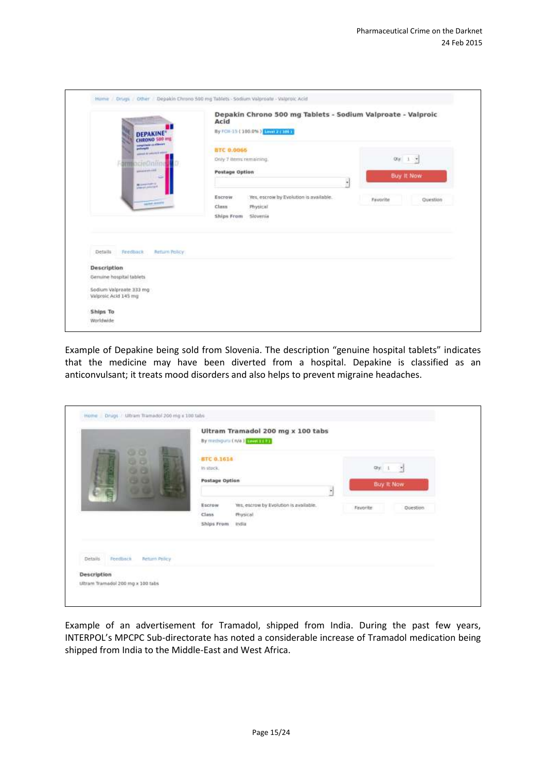Home / Drugs / Other / Depakin Chrono 500 mg Tablets - Sodium Valproate - Valproic Acid

**Depakin Chrono 500 mg Tablets - Sodium Valproate - Valproic Acid**

By FOX-15 ( 100.0% ) Level 2 ( 105 )

BTC 0.0066

Only 7 items remaining.

Postage Option

Qty 1

Buy It Now

Favorite | Question

Escrow: Yes, escrow by Evolution is available.

Class: Physical

Ships From: Slovenia

Details | Feedback | Return Policy

**Description**

Genuine hospital tablets

Sodium Valproate 333 mg
Valproic Acid 145 mg

**Ships To**

Worldwide

Example of Depakine being sold from Slovenia. The description "genuine hospital tablets" indicates that the medicine may have been diverted from a hospital. Depakine is classified as an anticonvulsant; it treats mood disorders and also helps to prevent migraine headaches.

Home / Drugs / Ultram Tramadol 200 mg x 100 tabs

**Ultram Tramadol 200 mg x 100 tabs**

By mediguru ( n/a ) Level 1 ( 7 )

BTC 0.1614

In stock.

Postage Option

Qty 1

Buy It Now

Favorite | Question

Escrow: Yes, escrow by Evolution is available.

Class: Physical

Ships From: India

Details | Feedback | Return Policy

**Description**

Ultram Tramadol 200 mg x 100 tabs

Example of an advertisement for Tramadol, shipped from India. During the past few years, INTERPOL's MPCPC Sub-directorate has noted a considerable increase of Tramadol medication being shipped from India to the Middle-East and West Africa.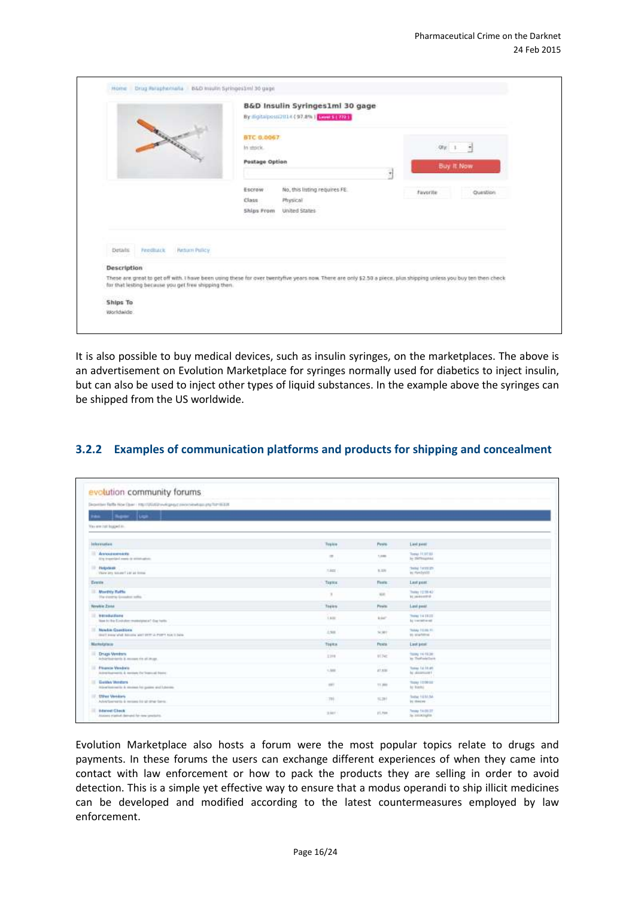It is also possible to buy medical devices, such as insulin syringes, on the marketplaces. The above is an advertisement on Evolution Marketplace for syringes normally used for diabetics to inject insulin, but can also be used to inject other types of liquid substances. In the example above the syringes can be shipped from the US worldwide.

### 3.2.2 Examples of communication platforms and products for shipping and concealment

Evolution Marketplace also hosts a forum were the most popular topics relate to drugs and payments. In these forums the users can exchange different experiences of when they came into contact with law enforcement or how to pack the products they are selling in order to avoid detection. This is a simple yet effective way to ensure that a modus operandi to ship illicit medicines can be developed and modified according to the latest countermeasures employed by law enforcement.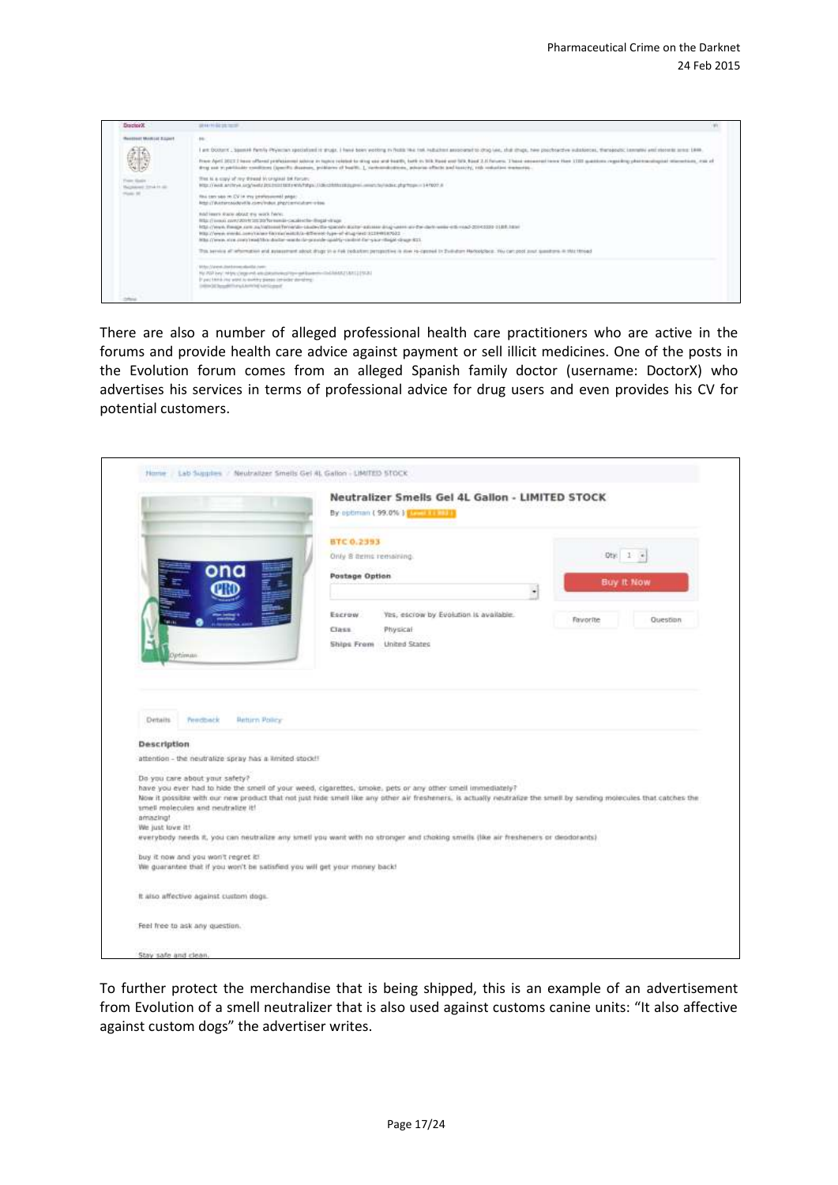There are also a number of alleged professional health care practitioners who are active in the forums and provide health care advice against payment or sell illicit medicines. One of the posts in the Evolution forum comes from an alleged Spanish family doctor (username: DoctorX) who advertises his services in terms of professional advice for drug users and even provides his CV for potential customers.

To further protect the merchandise that is being shipped, this is an example of an advertisement from Evolution of a smell neutralizer that is also used against customs canine units: "It also affective against custom dogs" the advertiser writes.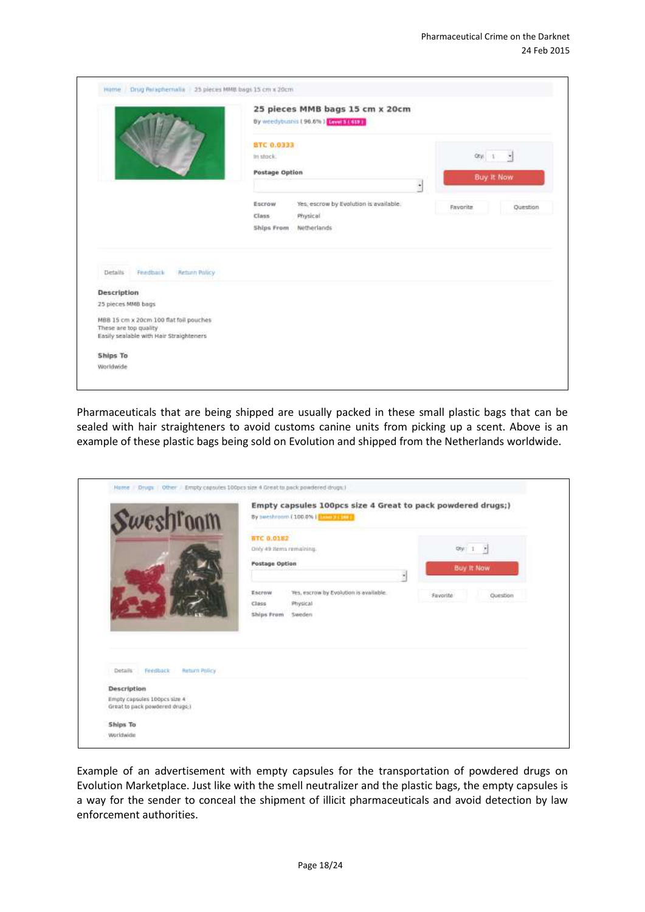Home / Drug Paraphernalia / 25 pieces MMB bags 15 cm x 20cm

**25 pieces MMB bags 15 cm x 20cm**

By weedybusnis ( 96.6% ) Level 5 ( 619 )

BTC 0.0333

In stock.

**Postage Option**

Qty: 1

Buy It Now

Escrow: Yes, escrow by Evolution is available.

Class: Physical

Ships From: Netherlands

Favorite | Question

Details | Feedback | Return Policy

**Description**

25 pieces MMB bags

MBB 15 cm x 20cm 100 flat foil pouches
These are top quality
Easily sealable with Hair Straighteners

**Ships To**

Worldwide

Pharmaceuticals that are being shipped are usually packed in these small plastic bags that can be sealed with hair straighteners to avoid customs canine units from picking up a scent. Above is an example of these plastic bags being sold on Evolution and shipped from the Netherlands worldwide.

Home / Drugs / Other / Empty capsules 100pcs size 4 Great to pack powdered drugs;)

**Empty capsules 100pcs size 4 Great to pack powdered drugs;)**

By sweshroom ( 100.0% ) Level 3 ( 100 )

BTC 0.0182

Only 49 items remaining.

**Postage Option**

Qty: 1

Buy It Now

Escrow: Yes, escrow by Evolution is available.

Class: Physical

Ships From: Sweden

Favorite | Question

Details | Feedback | Return Policy

**Description**

Empty capsules 100pcs size 4
Great to pack powdered drugs;)

**Ships To**

Worldwide

Example of an advertisement with empty capsules for the transportation of powdered drugs on Evolution Marketplace. Just like with the smell neutralizer and the plastic bags, the empty capsules is a way for the sender to conceal the shipment of illicit pharmaceuticals and avoid detection by law enforcement authorities.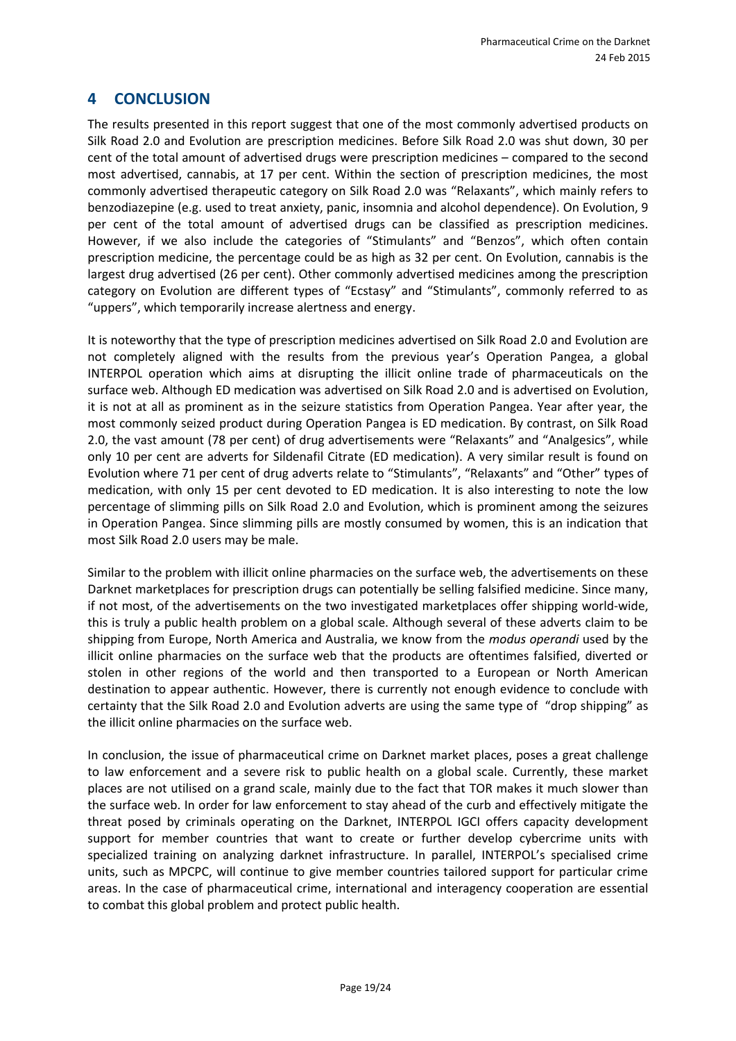# 4 CONCLUSION

The results presented in this report suggest that one of the most commonly advertised products on Silk Road 2.0 and Evolution are prescription medicines. Before Silk Road 2.0 was shut down, 30 per cent of the total amount of advertised drugs were prescription medicines – compared to the second most advertised, cannabis, at 17 per cent. Within the section of prescription medicines, the most commonly advertised therapeutic category on Silk Road 2.0 was "Relaxants", which mainly refers to benzodiazepine (e.g. used to treat anxiety, panic, insomnia and alcohol dependence). On Evolution, 9 per cent of the total amount of advertised drugs can be classified as prescription medicines. However, if we also include the categories of "Stimulants" and "Benzos", which often contain prescription medicine, the percentage could be as high as 32 per cent. On Evolution, cannabis is the largest drug advertised (26 per cent). Other commonly advertised medicines among the prescription category on Evolution are different types of "Ecstasy" and "Stimulants", commonly referred to as "uppers", which temporarily increase alertness and energy.

It is noteworthy that the type of prescription medicines advertised on Silk Road 2.0 and Evolution are not completely aligned with the results from the previous year's Operation Pangea, a global INTERPOL operation which aims at disrupting the illicit online trade of pharmaceuticals on the surface web. Although ED medication was advertised on Silk Road 2.0 and is advertised on Evolution, it is not at all as prominent as in the seizure statistics from Operation Pangea. Year after year, the most commonly seized product during Operation Pangea is ED medication. By contrast, on Silk Road 2.0, the vast amount (78 per cent) of drug advertisements were "Relaxants" and "Analgesics", while only 10 per cent are adverts for Sildenafil Citrate (ED medication). A very similar result is found on Evolution where 71 per cent of drug adverts relate to "Stimulants", "Relaxants" and "Other" types of medication, with only 15 per cent devoted to ED medication. It is also interesting to note the low percentage of slimming pills on Silk Road 2.0 and Evolution, which is prominent among the seizures in Operation Pangea. Since slimming pills are mostly consumed by women, this is an indication that most Silk Road 2.0 users may be male.

Similar to the problem with illicit online pharmacies on the surface web, the advertisements on these Darknet marketplaces for prescription drugs can potentially be selling falsified medicine. Since many, if not most, of the advertisements on the two investigated marketplaces offer shipping world-wide, this is truly a public health problem on a global scale. Although several of these adverts claim to be shipping from Europe, North America and Australia, we know from the *modus operandi* used by the illicit online pharmacies on the surface web that the products are oftentimes falsified, diverted or stolen in other regions of the world and then transported to a European or North American destination to appear authentic. However, there is currently not enough evidence to conclude with certainty that the Silk Road 2.0 and Evolution adverts are using the same type of "drop shipping" as the illicit online pharmacies on the surface web.

In conclusion, the issue of pharmaceutical crime on Darknet market places, poses a great challenge to law enforcement and a severe risk to public health on a global scale. Currently, these market places are not utilised on a grand scale, mainly due to the fact that TOR makes it much slower than the surface web. In order for law enforcement to stay ahead of the curb and effectively mitigate the threat posed by criminals operating on the Darknet, INTERPOL IGCI offers capacity development support for member countries that want to create or further develop cybercrime units with specialized training on analyzing darknet infrastructure. In parallel, INTERPOL's specialised crime units, such as MPCPC, will continue to give member countries tailored support for particular crime areas. In the case of pharmaceutical crime, international and interagency cooperation are essential to combat this global problem and protect public health.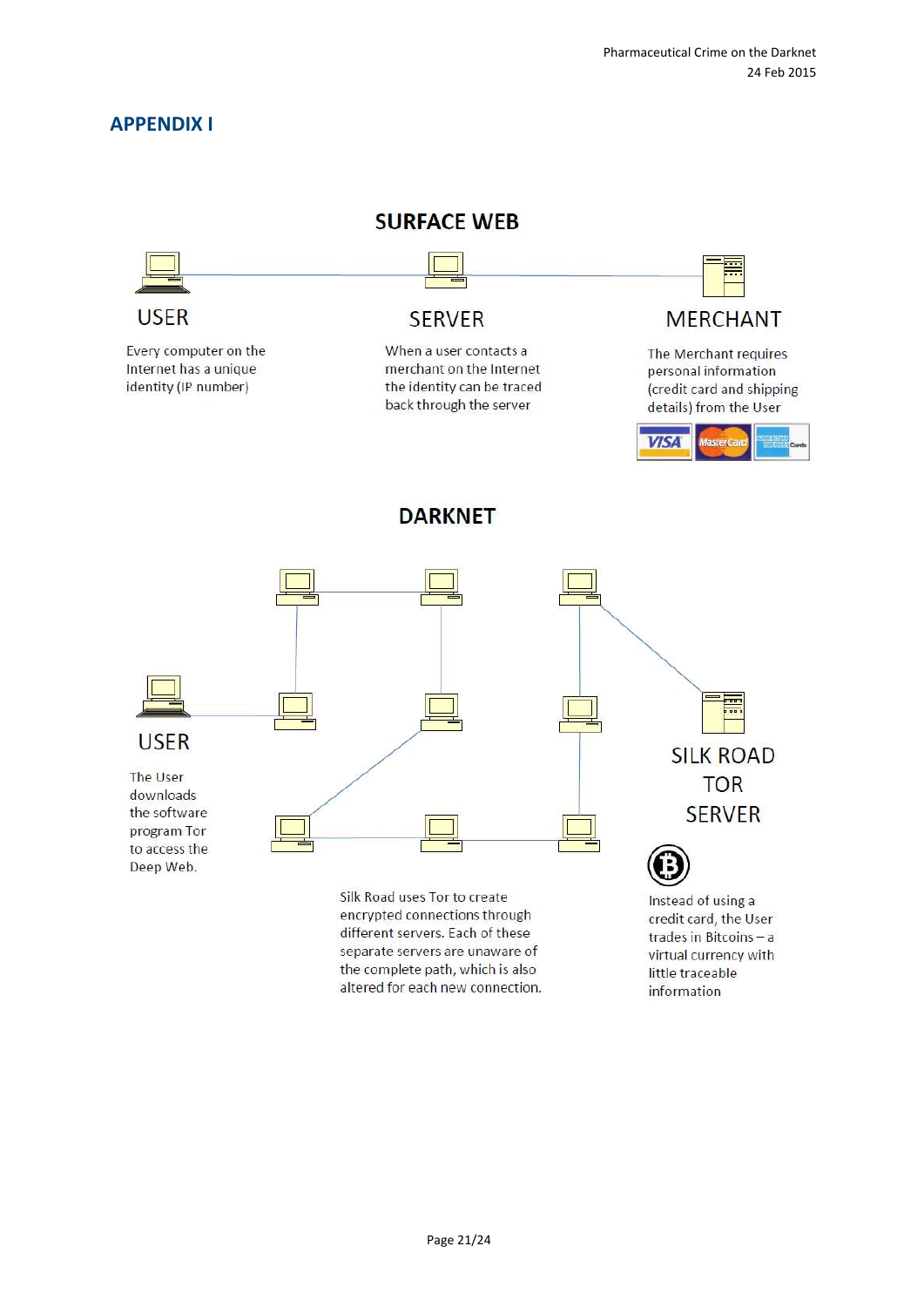## APPENDIX I

### SURFACE WEB

**USER**

Every computer on the Internet has a unique identity (IP number)

**SERVER**

When a user contacts a merchant on the Internet the identity can be traced back through the server

**MERCHANT**

The Merchant requires personal information (credit card and shipping details) from the User

### DARKNET

**USER**

The User downloads the software program Tor to access the Deep Web.

Silk Road uses Tor to create encrypted connections through different servers. Each of these separate servers are unaware of the complete path, which is also altered for each new connection.

**SILK ROAD TOR SERVER**

Instead of using a credit card, the User trades in Bitcoins – a virtual currency with little traceable information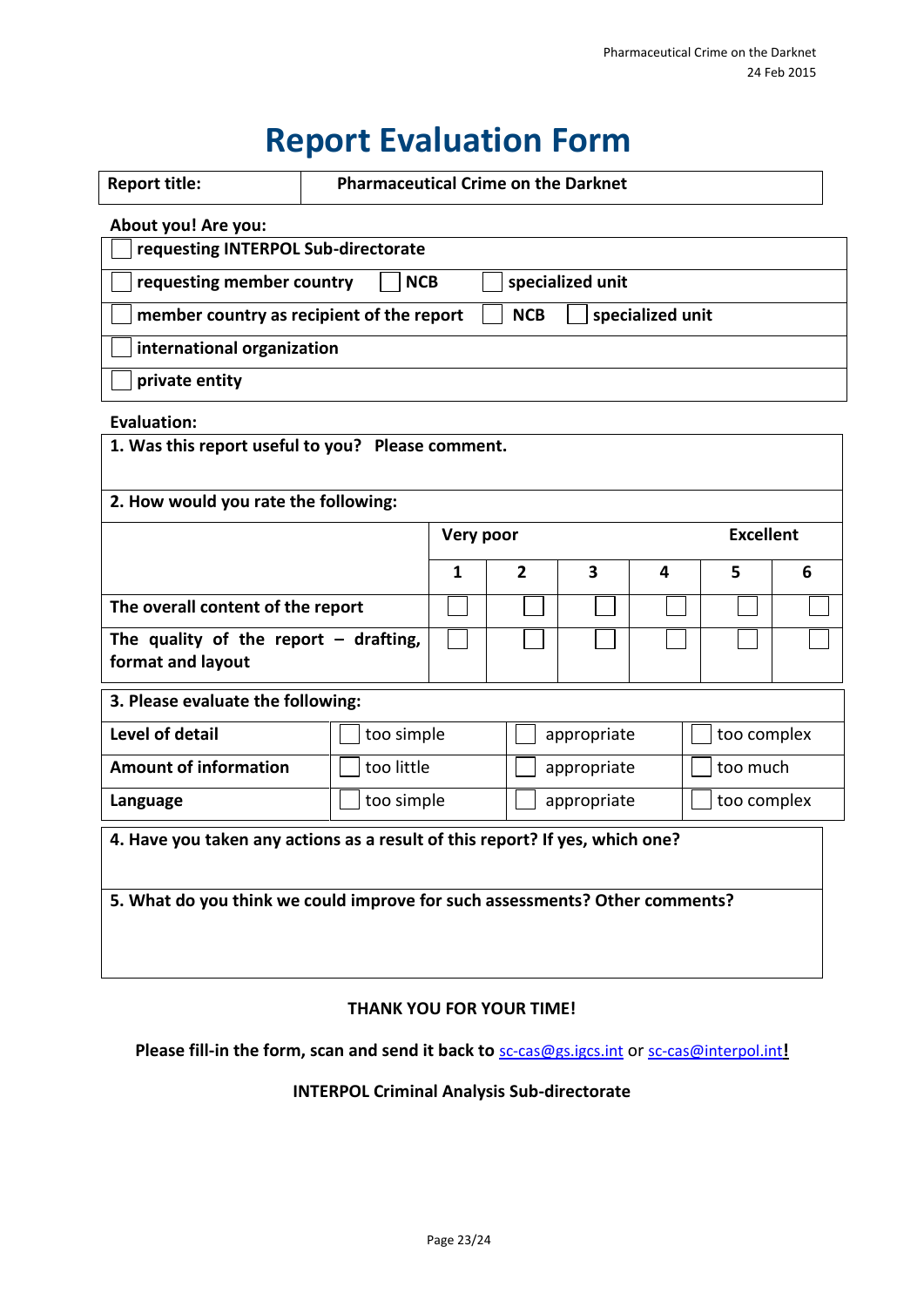# Report Evaluation Form

| **Report title:** | **Pharmaceutical Crime on the Darknet** |
|---|---|

**About you! Are you:**

- ☐ **requesting INTERPOL Sub-directorate**
- ☐ **requesting member country** ☐ **NCB** ☐ **specialized unit**
- ☐ **member country as recipient of the report** ☐ **NCB** ☐ **specialized unit**
- ☐ **international organization**
- ☐ **private entity**

**Evaluation:**

**1. Was this report useful to you? Please comment.**

**2. How would you rate the following:**

| | Very poor | | | | Excellent | |
|---|---|---|---|---|---|---|
| | **1** | **2** | **3** | **4** | **5** | **6** |
| **The overall content of the report** | ☐ | ☐ | ☐ | ☐ | ☐ | ☐ |
| **The quality of the report – drafting, format and layout** | ☐ | ☐ | ☐ | ☐ | ☐ | ☐ |

**3. Please evaluate the following:**

| | | | |
|---|---|---|---|
| **Level of detail** | ☐ too simple | ☐ appropriate | ☐ too complex |
| **Amount of information** | ☐ too little | ☐ appropriate | ☐ too much |
| **Language** | ☐ too simple | ☐ appropriate | ☐ too complex |

**4. Have you taken any actions as a result of this report? If yes, which one?**

**5. What do you think we could improve for such assessments? Other comments?**

**THANK YOU FOR YOUR TIME!**

**Please fill-in the form, scan and send it back to** sc-cas@gs.igcs.int or sc-cas@interpol.int**!**

**INTERPOL Criminal Analysis Sub-directorate**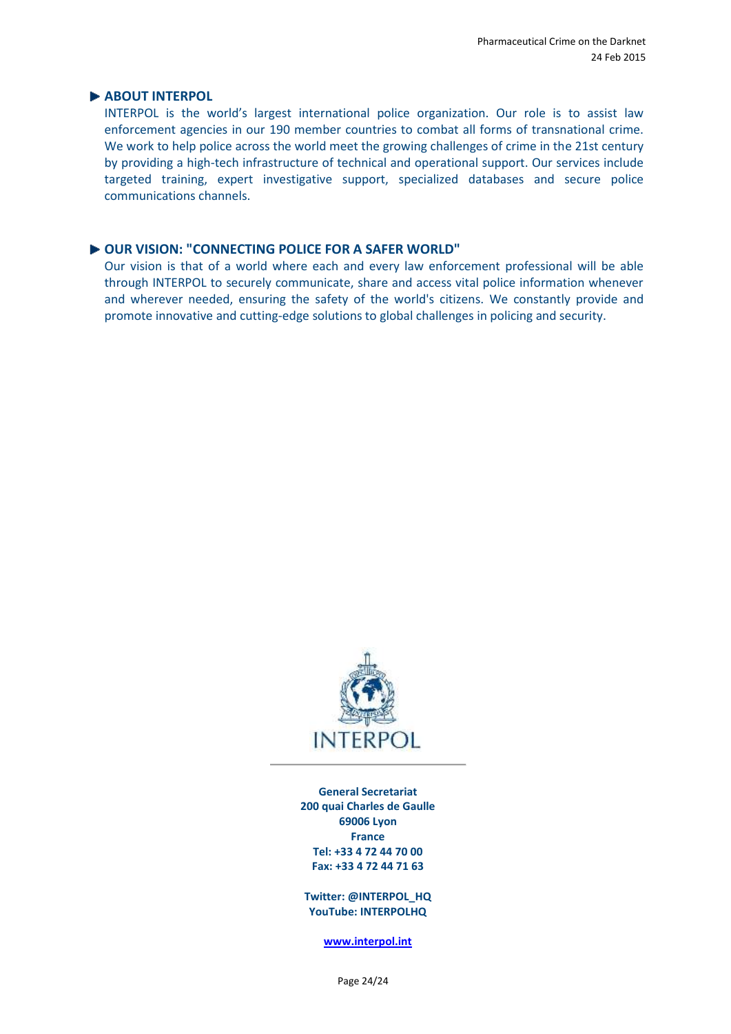## ABOUT INTERPOL

INTERPOL is the world's largest international police organization. Our role is to assist law enforcement agencies in our 190 member countries to combat all forms of transnational crime. We work to help police across the world meet the growing challenges of crime in the 21st century by providing a high-tech infrastructure of technical and operational support. Our services include targeted training, expert investigative support, specialized databases and secure police communications channels.

## OUR VISION: "CONNECTING POLICE FOR A SAFER WORLD"

Our vision is that of a world where each and every law enforcement professional will be able through INTERPOL to securely communicate, share and access vital police information whenever and wherever needed, ensuring the safety of the world's citizens. We constantly provide and promote innovative and cutting-edge solutions to global challenges in policing and security.

INTERPOL

**General Secretariat**
**200 quai Charles de Gaulle**
**69006 Lyon**
**France**
**Tel: +33 4 72 44 70 00**
**Fax: +33 4 72 44 71 63**

**Twitter: @INTERPOL_HQ**
**YouTube: INTERPOLHQ**

**www.interpol.int**